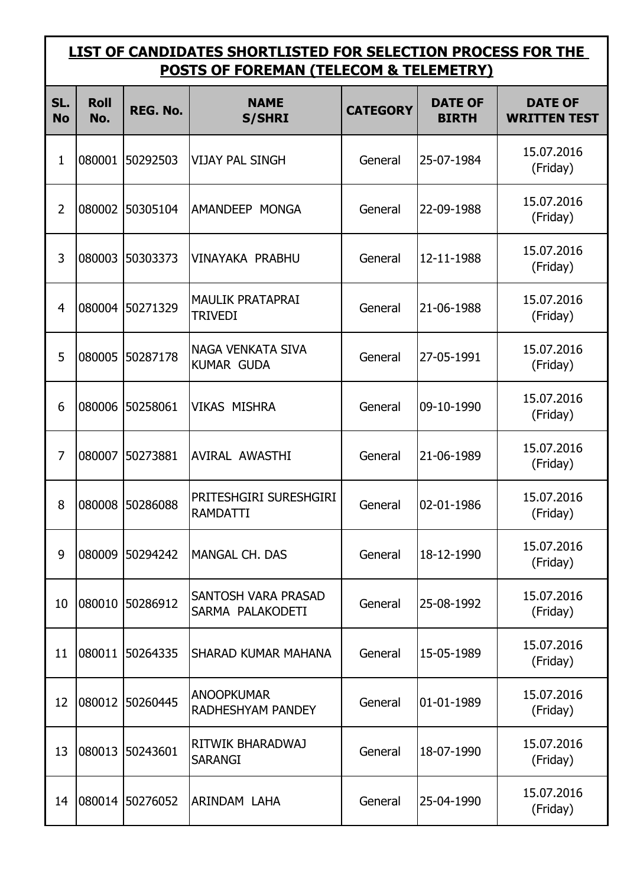## LIST OF CANDIDATES SHORTLISTED FOR SELECTION PROCESS FOR THE POSTS OF FOREMAN (TELECOM & TELEMETRY)

| SL. No | Roll No. | REG. No. | NAME S/SHRI | CATEGORY | DATE OF BIRTH | DATE OF WRITTEN TEST |
|---|---|---|---|---|---|---|
| 1 | 080001 | 50292503 | VIJAY PAL SINGH | General | 25-07-1984 | 15.07.2016 (Friday) |
| 2 | 080002 | 50305104 | AMANDEEP MONGA | General | 22-09-1988 | 15.07.2016 (Friday) |
| 3 | 080003 | 50303373 | VINAYAKA PRABHU | General | 12-11-1988 | 15.07.2016 (Friday) |
| 4 | 080004 | 50271329 | MAULIK PRATAPRAI TRIVEDI | General | 21-06-1988 | 15.07.2016 (Friday) |
| 5 | 080005 | 50287178 | NAGA VENKATA SIVA KUMAR GUDA | General | 27-05-1991 | 15.07.2016 (Friday) |
| 6 | 080006 | 50258061 | VIKAS MISHRA | General | 09-10-1990 | 15.07.2016 (Friday) |
| 7 | 080007 | 50273881 | AVIRAL AWASTHI | General | 21-06-1989 | 15.07.2016 (Friday) |
| 8 | 080008 | 50286088 | PRITESHGIRI SURESHGIRI RAMDATTI | General | 02-01-1986 | 15.07.2016 (Friday) |
| 9 | 080009 | 50294242 | MANGAL CH. DAS | General | 18-12-1990 | 15.07.2016 (Friday) |
| 10 | 080010 | 50286912 | SANTOSH VARA PRASAD SARMA PALAKODETI | General | 25-08-1992 | 15.07.2016 (Friday) |
| 11 | 080011 | 50264335 | SHARAD KUMAR MAHANA | General | 15-05-1989 | 15.07.2016 (Friday) |
| 12 | 080012 | 50260445 | ANOOPKUMAR RADHESHYAM PANDEY | General | 01-01-1989 | 15.07.2016 (Friday) |
| 13 | 080013 | 50243601 | RITWIK BHARADWAJ SARANGI | General | 18-07-1990 | 15.07.2016 (Friday) |
| 14 | 080014 | 50276052 | ARINDAM LAHA | General | 25-04-1990 | 15.07.2016 (Friday) |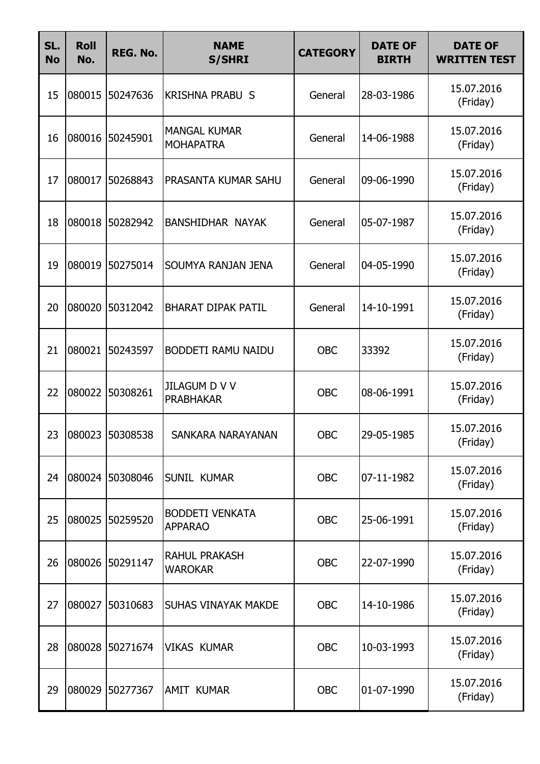| SL. No | Roll No. | REG. No. | NAME S/SHRI | CATEGORY | DATE OF BIRTH | DATE OF WRITTEN TEST |
|---|---|---|---|---|---|---|
| 15 | 080015 | 50247636 | KRISHNA PRABU S | General | 28-03-1986 | 15.07.2016 (Friday) |
| 16 | 080016 | 50245901 | MANGAL KUMAR MOHAPATRA | General | 14-06-1988 | 15.07.2016 (Friday) |
| 17 | 080017 | 50268843 | PRASANTA KUMAR SAHU | General | 09-06-1990 | 15.07.2016 (Friday) |
| 18 | 080018 | 50282942 | BANSHIDHAR NAYAK | General | 05-07-1987 | 15.07.2016 (Friday) |
| 19 | 080019 | 50275014 | SOUMYA RANJAN JENA | General | 04-05-1990 | 15.07.2016 (Friday) |
| 20 | 080020 | 50312042 | BHARAT DIPAK PATIL | General | 14-10-1991 | 15.07.2016 (Friday) |
| 21 | 080021 | 50243597 | BODDETI RAMU NAIDU | OBC | 33392 | 15.07.2016 (Friday) |
| 22 | 080022 | 50308261 | JILAGUM D V V PRABHAKAR | OBC | 08-06-1991 | 15.07.2016 (Friday) |
| 23 | 080023 | 50308538 | SANKARA NARAYANAN | OBC | 29-05-1985 | 15.07.2016 (Friday) |
| 24 | 080024 | 50308046 | SUNIL KUMAR | OBC | 07-11-1982 | 15.07.2016 (Friday) |
| 25 | 080025 | 50259520 | BODDETI VENKATA APPARAO | OBC | 25-06-1991 | 15.07.2016 (Friday) |
| 26 | 080026 | 50291147 | RAHUL PRAKASH WAROKAR | OBC | 22-07-1990 | 15.07.2016 (Friday) |
| 27 | 080027 | 50310683 | SUHAS VINAYAK MAKDE | OBC | 14-10-1986 | 15.07.2016 (Friday) |
| 28 | 080028 | 50271674 | VIKAS KUMAR | OBC | 10-03-1993 | 15.07.2016 (Friday) |
| 29 | 080029 | 50277367 | AMIT KUMAR | OBC | 01-07-1990 | 15.07.2016 (Friday) |